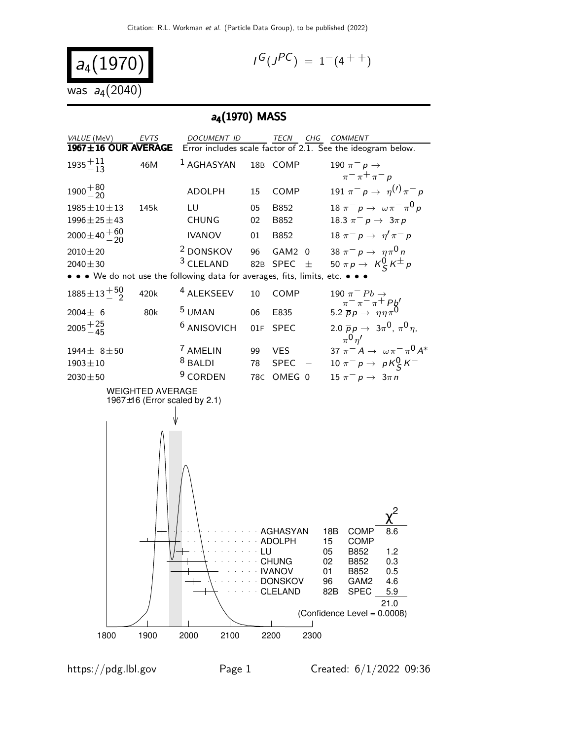# $a_4(1970)$

$I^G(J^{PC}) = 1^-(4^{++})$

was $a_4(2040)$

## $a_4(1970)$ MASS

| VALUE (MeV) | EVTS | DOCUMENT ID | | TECN | CHG | COMMENT |
|---|---|---|---|---|---|---|
| **1967±16 OUR AVERAGE** | | Error includes scale factor of 2.1. See the ideogram below. | | | | |
| $1935^{+11}_{-13}$ | 46M | [1] AGHASYAN | 18B | COMP | | $190\ \pi^- p \to \pi^-\pi^+\pi^- p$ |
| $1900^{+80}_{-20}$ | | ADOLPH | 15 | COMP | | $191\ \pi^- p \to \eta^{(\prime)}\pi^- p$ |
| $1985\pm10\pm13$ | 145k | LU | 05 | B852 | | $18\ \pi^- p \to \omega\pi^-\pi^0 p$ |
| $1996\pm25\pm43$ | | CHUNG | 02 | B852 | | $18.3\ \pi^- p \to 3\pi p$ |
| $2000\pm40^{+60}_{-20}$ | | IVANOV | 01 | B852 | | $18\ \pi^- p \to \eta'\pi^- p$ |
| $2010\pm20$ | | [2] DONSKOV | 96 | GAM2 | 0 | $38\ \pi^- p \to \eta\pi^0 n$ |
| $2040\pm30$ | | [3] CLELAND | 82B | SPEC | $\pm$ | $50\ \pi p \to K^0_S K^\pm p$ |
| • • • We do not use the following data for averages, fits, limits, etc. • • • | | | | | | |
| $1885\pm13^{+50}_{-2}$ | 420k | [4] ALEKSEEV | 10 | COMP | | $190\ \pi^- Pb \to \pi^-\pi^-\pi^+ Pb'$ |
| $2004\pm6$ | 80k | [5] UMAN | 06 | E835 | | $5.2\ \overline{p}p \to \eta\eta\pi^0$ |
| $2005^{+25}_{-45}$ | | [6] ANISOVICH | 01F | SPEC | | $2.0\ \overline{p}p \to 3\pi^0,\ \pi^0\eta,\ \pi^0\eta'$ |
| $1944\pm8\pm50$ | | [7] AMELIN | 99 | VES | | $37\ \pi^- A \to \omega\pi^-\pi^0 A^*$ |
| $1903\pm10$ | | [8] BALDI | 78 | SPEC | $-$ | $10\ \pi^- p \to pK^0_S K^-$ |
| $2030\pm50$ | | [9] CORDEN | 78C | OMEG | 0 | $15\ \pi^- p \to 3\pi n$ |

WEIGHTED AVERAGE
1967±16 (Error scaled by 2.1)

| | | | $\chi^2$ |
|---|---|---|---|
| AGHASYAN | 18B | COMP | 8.6 |
| ADOLPH | 15 | COMP | |
| LU | 05 | B852 | 1.2 |
| CHUNG | 02 | B852 | 0.3 |
| IVANOV | 01 | B852 | 0.5 |
| DONSKOV | 96 | GAM2 | 4.6 |
| CLELAND | 82B | SPEC | 5.9 |
| | | | 21.0 |

(Confidence Level = 0.0008)

1800 1900 2000 2100 2200 2300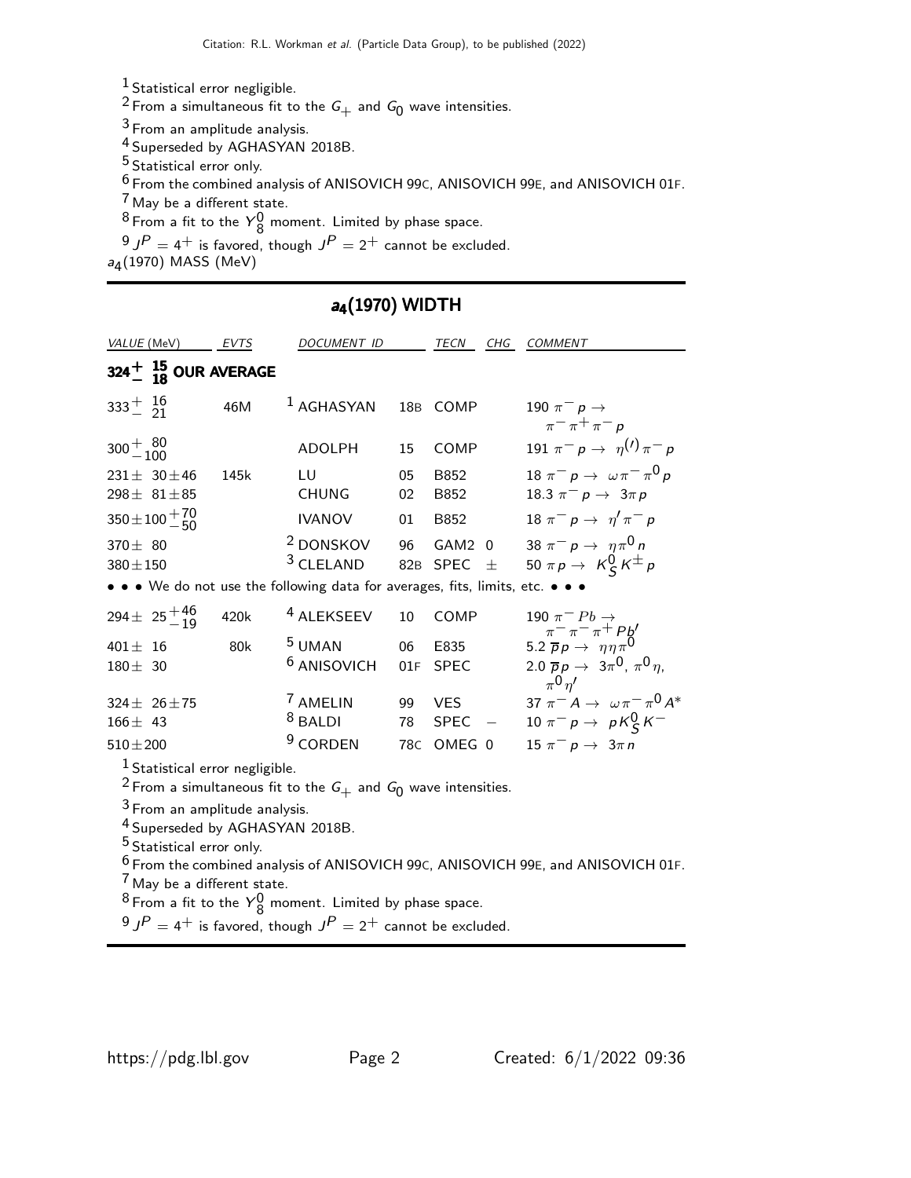[1] Statistical error negligible.
[2] From a simultaneous fit to the $G_+$ and $G_0$ wave intensities.
[3] From an amplitude analysis.
[4] Superseded by AGHASYAN 2018B.
[5] Statistical error only.
[6] From the combined analysis of ANISOVICH 99C, ANISOVICH 99E, and ANISOVICH 01F.
[7] May be a different state.
[8] From a fit to the $Y^0_8$ moment. Limited by phase space.
[9] $J^P = 4^+$ is favored, though $J^P = 2^+$ cannot be excluded.

$a_4$(1970) MASS (MeV)

## $a_4$(1970) WIDTH

| VALUE (MeV) | EVTS | DOCUMENT ID | | TECN | CHG | COMMENT |
|---|---|---|---|---|---|---|
| **$324^{+15}_{-18}$ OUR AVERAGE** | | | | | | |
| $333^{+16}_{-21}$ | 46M | [1] AGHASYAN | 18B | COMP | | 190 $\pi^- p \to \pi^-\pi^+\pi^- p$ |
| $300^{+80}_{-100}$ | | ADOLPH | 15 | COMP | | 191 $\pi^- p \to \eta^{(\prime)}\pi^- p$ |
| $231\pm 30\pm 46$ | 145k | LU | 05 | B852 | | 18 $\pi^- p \to \omega\pi^-\pi^0 p$ |
| $298\pm 81\pm 85$ | | CHUNG | 02 | B852 | | 18.3 $\pi^- p \to 3\pi p$ |
| $350\pm 100^{+70}_{-50}$ | | IVANOV | 01 | B852 | | 18 $\pi^- p \to \eta'\pi^- p$ |
| $370\pm 80$ | | [2] DONSKOV | 96 | GAM2 | 0 | 38 $\pi^- p \to \eta\pi^0 n$ |
| $380\pm 150$ | | [3] CLELAND | 82B | SPEC | $\pm$ | 50 $\pi p \to K^0_S K^\pm p$ |
| • • • We do not use the following data for averages, fits, limits, etc. • • • | | | | | | |
| $294\pm 25^{+46}_{-19}$ | 420k | [4] ALEKSEEV | 10 | COMP | | 190 $\pi^- Pb \to \pi^-\pi^-\pi^+ Pb'$ |
| $401\pm 16$ | 80k | [5] UMAN | 06 | E835 | | 5.2 $\overline{p}p \to \eta\eta\pi^0$ |
| $180\pm 30$ | | [6] ANISOVICH | 01F | SPEC | | 2.0 $\overline{p}p \to 3\pi^0$, $\pi^0\eta$, $\pi^0\eta'$ |
| $324\pm 26\pm 75$ | | [7] AMELIN | 99 | VES | | 37 $\pi^- A \to \omega\pi^-\pi^0 A^*$ |
| $166\pm 43$ | | [8] BALDI | 78 | SPEC | $-$ | 10 $\pi^- p \to p K^0_S K^-$ |
| $510\pm 200$ | | [9] CORDEN | 78C | OMEG | 0 | 15 $\pi^- p \to 3\pi n$ |

[1] Statistical error negligible.
[2] From a simultaneous fit to the $G_+$ and $G_0$ wave intensities.
[3] From an amplitude analysis.
[4] Superseded by AGHASYAN 2018B.
[5] Statistical error only.
[6] From the combined analysis of ANISOVICH 99C, ANISOVICH 99E, and ANISOVICH 01F.
[7] May be a different state.
[8] From a fit to the $Y^0_8$ moment. Limited by phase space.
[9] $J^P = 4^+$ is favored, though $J^P = 2^+$ cannot be excluded.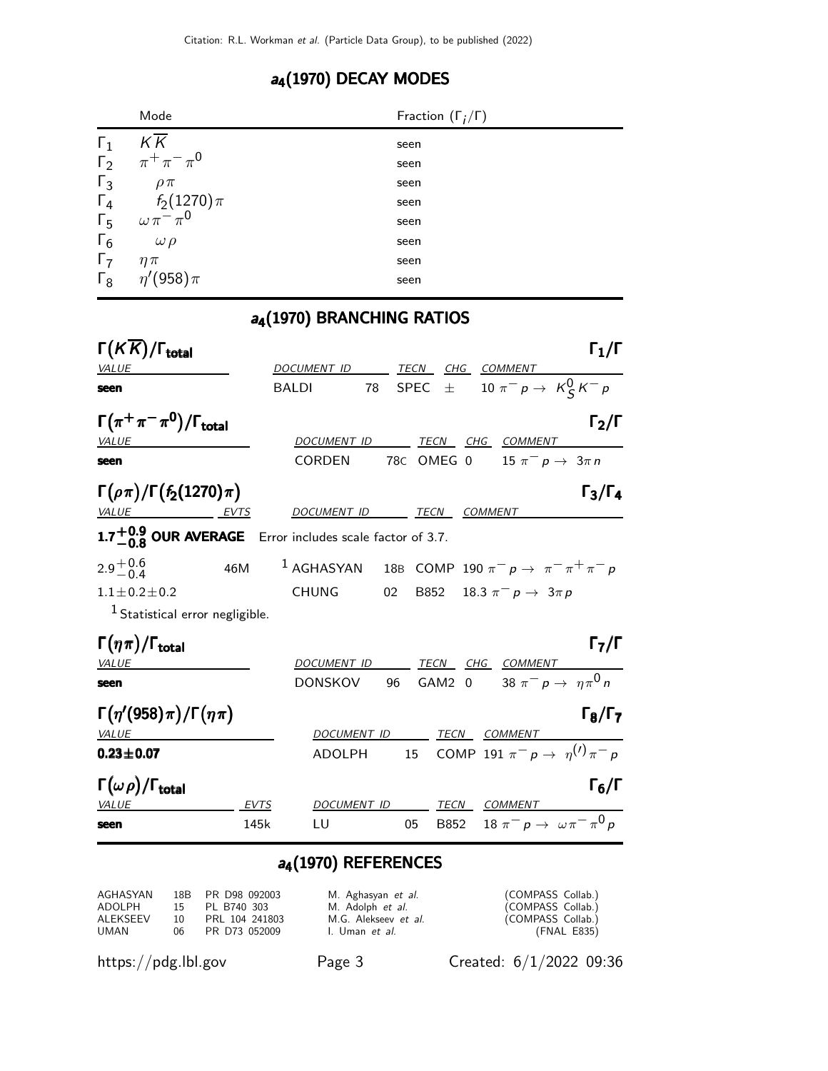## $a_4(1970)$ DECAY MODES

| | Mode | Fraction ($\Gamma_i/\Gamma$) |
|---|---|---|
| $\Gamma_1$ | $K\overline{K}$ | seen |
| $\Gamma_2$ | $\pi^+\pi^-\pi^0$ | seen |
| $\Gamma_3$ | $\rho\pi$ | seen |
| $\Gamma_4$ | $f_2(1270)\pi$ | seen |
| $\Gamma_5$ | $\omega\pi^-\pi^0$ | seen |
| $\Gamma_6$ | $\omega\rho$ | seen |
| $\Gamma_7$ | $\eta\pi$ | seen |
| $\Gamma_8$ | $\eta'(958)\pi$ | seen |

## $a_4(1970)$ BRANCHING RATIOS

### $\Gamma(K\overline{K})/\Gamma_{\text{total}}$ — $\Gamma_1/\Gamma$

| VALUE | DOCUMENT ID | | TECN | CHG | COMMENT |
|---|---|---|---|---|---|
| **seen** | BALDI | 78 | SPEC | $\pm$ | $10\ \pi^- p \to K^0_S K^- p$ |

### $\Gamma(\pi^+\pi^-\pi^0)/\Gamma_{\text{total}}$ — $\Gamma_2/\Gamma$

| VALUE | DOCUMENT ID | | TECN | CHG | COMMENT |
|---|---|---|---|---|---|
| **seen** | CORDEN | 78C | OMEG | 0 | $15\ \pi^- p \to 3\pi n$ |

### $\Gamma(\rho\pi)/\Gamma(f_2(1270)\pi)$ — $\Gamma_3/\Gamma_4$

| VALUE | EVTS | DOCUMENT ID | | TECN | COMMENT |
|---|---|---|---|---|---|
| $\mathbf{1.7^{+0.9}_{-0.8}}$ **OUR AVERAGE** | | Error includes scale factor of 3.7. | | | |
| $2.9^{+0.6}_{-0.4}$ | 46M | [1] AGHASYAN | 18B | COMP | $190\ \pi^- p \to \pi^-\pi^+\pi^- p$ |
| $1.1\pm0.2\pm0.2$ | | CHUNG | 02 | B852 | $18.3\ \pi^- p \to 3\pi p$ |

[1] Statistical error negligible.

### $\Gamma(\eta\pi)/\Gamma_{\text{total}}$ — $\Gamma_7/\Gamma$

| VALUE | DOCUMENT ID | | TECN | CHG | COMMENT |
|---|---|---|---|---|---|
| **seen** | DONSKOV | 96 | GAM2 | 0 | $38\ \pi^- p \to \eta\pi^0 n$ |

### $\Gamma(\eta'(958)\pi)/\Gamma(\eta\pi)$ — $\Gamma_8/\Gamma_7$

| VALUE | DOCUMENT ID | | TECN | COMMENT |
|---|---|---|---|---|
| $\mathbf{0.23\pm0.07}$ | ADOLPH | 15 | COMP | $191\ \pi^- p \to \eta^{(\prime)}\pi^- p$ |

### $\Gamma(\omega\rho)/\Gamma_{\text{total}}$ — $\Gamma_6/\Gamma$

| VALUE | EVTS | DOCUMENT ID | | TECN | COMMENT |
|---|---|---|---|---|---|
| **seen** | 145k | LU | 05 | B852 | $18\ \pi^- p \to \omega\pi^-\pi^0 p$ |

## $a_4(1970)$ REFERENCES

| | | | | |
|---|---|---|---|---|
| AGHASYAN | 18B | PR D98 092003 | M. Aghasyan *et al.* | (COMPASS Collab.) |
| ADOLPH | 15 | PL B740 303 | M. Adolph *et al.* | (COMPASS Collab.) |
| ALEKSEEV | 10 | PRL 104 241803 | M.G. Alekseev *et al.* | (COMPASS Collab.) |
| UMAN | 06 | PR D73 052009 | I. Uman *et al.* | (FNAL E835) |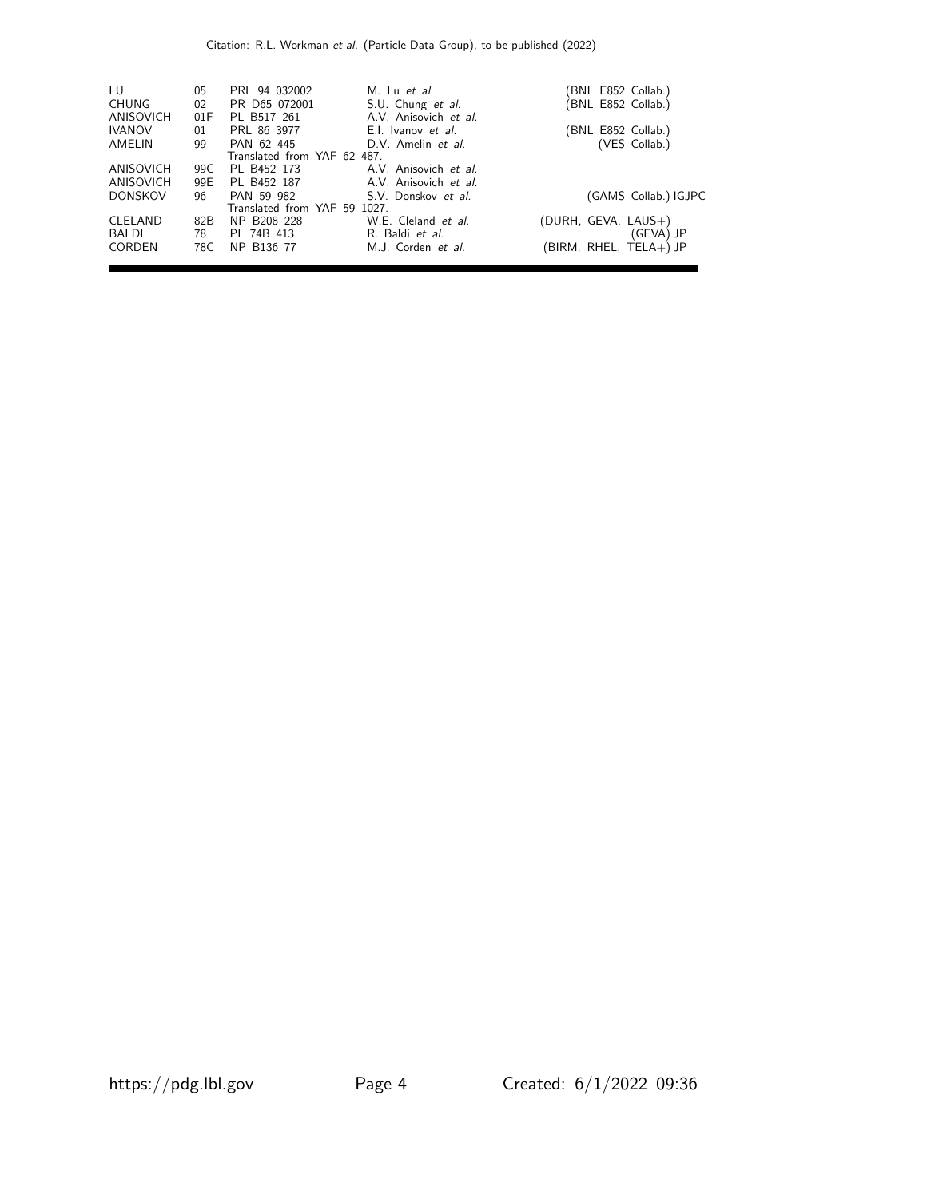| | | | | |
|---|---|---|---|---|
| LU | 05 | PRL 94 032002 | M. Lu *et al.* | (BNL E852 Collab.) |
| CHUNG | 02 | PR D65 072001 | S.U. Chung *et al.* | (BNL E852 Collab.) |
| ANISOVICH | 01F | PL B517 261 | A.V. Anisovich *et al.* | |
| IVANOV | 01 | PRL 86 3977 | E.I. Ivanov *et al.* | (BNL E852 Collab.) |
| AMELIN | 99 | PAN 62 445 | D.V. Amelin *et al.* | (VES Collab.) |
| | | Translated from YAF 62 487. | | |
| ANISOVICH | 99C | PL B452 173 | A.V. Anisovich *et al.* | |
| ANISOVICH | 99E | PL B452 187 | A.V. Anisovich *et al.* | |
| DONSKOV | 96 | PAN 59 982 | S.V. Donskov *et al.* | (GAMS Collab.) IGJPC |
| | | Translated from YAF 59 1027. | | |
| CLELAND | 82B | NP B208 228 | W.E. Cleland *et al.* | (DURH, GEVA, LAUS+) |
| BALDI | 78 | PL 74B 413 | R. Baldi *et al.* | (GEVA) JP |
| CORDEN | 78C | NP B136 77 | M.J. Corden *et al.* | (BIRM, RHEL, TELA+) JP |